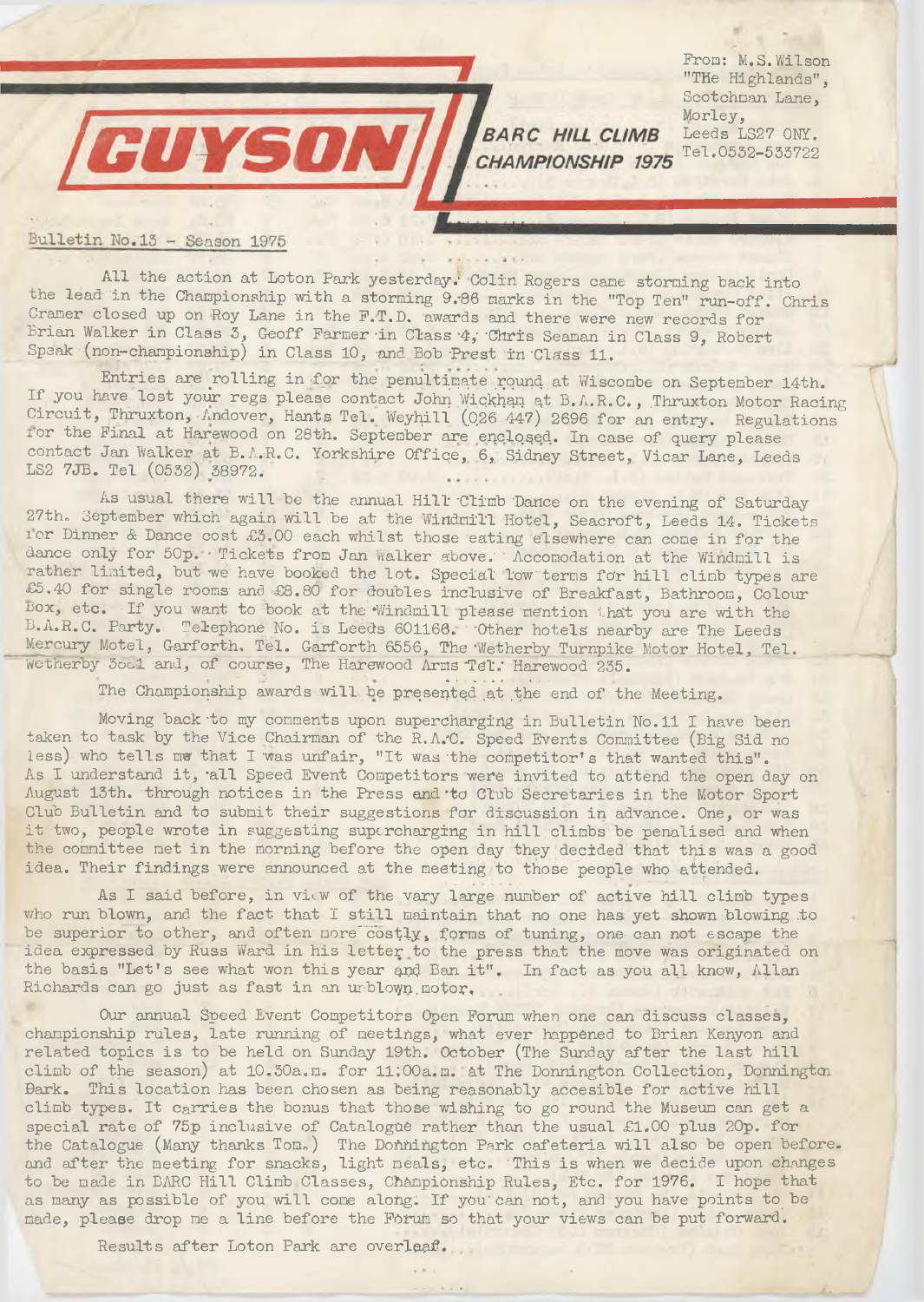**GUYSON**

**BARC HILL CLIMB CHAMPIONSHIP 1975**

From: M.S.Wilson
"The Highlands",
Scotchman Lane,
Morley,
Leeds LS27 ONY.
Tel.0532-533722

Bulletin No.13 - Season 1975

All the action at Loton Park yesterday. Colin Rogers came storming back into the lead in the Championship with a storming 9.86 marks in the "Top Ten" run-off. Chris Cramer closed up on Roy Lane in the F.T.D. awards and there were new records for Brian Walker in Class 3, Geoff Farmer in Class 4, Chris Seaman in Class 9, Robert Speak (non-championship) in Class 10, and Bob Prest in Class 11.

Entries are rolling in for the penultimate round at Wiscombe on September 14th. If you have lost your regs please contact John Wickham at B.A.R.C., Thruxton Motor Racing Circuit, Thruxton, Andover, Hants Tel. Weyhill (026 447) 2696 for an entry. Regulations for the Final at Harewood on 28th. September are enclosed. In case of query please contact Jan Walker at B.A.R.C. Yorkshire Office, 6, Sidney Street, Vicar Lane, Leeds LS2 7JB. Tel (0532) 38972.

As usual there will be the annual Hill Climb Dance on the evening of Saturday 27th. September which again will be at the Windmill Hotel, Seacroft, Leeds 14. Tickets for Dinner & Dance cost £3.00 each whilst those eating elsewhere can come in for the dance only for 50p. Tickets from Jan Walker above. Accomodation at the Windmill is rather limited, but we have booked the lot. Special low terms for hill climb types are £5.40 for single rooms and £8.80 for doubles inclusive of Breakfast, Bathroom, Colour Box, etc. If you want to book at the Windmill please mention that you are with the B.A.R.C. Party. Telephone No. is Leeds 601166. Other hotels nearby are The Leeds Mercury Motel, Garforth. Tel. Garforth 6556, The Wetherby Turnpike Motor Hotel, Tel. Wetherby 3661 and, of course, The Harewood Arms Tel. Harewood 235.

The Championship awards will be presented at the end of the Meeting.

Moving back to my comments upon supercharging in Bulletin No.11 I have been taken to task by the Vice Chairman of the R.A.C. Speed Events Committee (Big Sid no less) who tells me that I was unfair, "It was the competitor's that wanted this". As I understand it, all Speed Event Competitors were invited to attend the open day on August 13th. through notices in the Press and to Club Secretaries in the Motor Sport Club Bulletin and to submit their suggestions for discussion in advance. One, or was it two, people wrote in suggesting supercharging in hill climbs be penalised and when the committee met in the morning before the open day they decided that this was a good idea. Their findings were announced at the meeting to those people who attended.

As I said before, in view of the vary large number of active hill climb types who run blown, and the fact that I still maintain that no one has yet shown blowing to be superior to other, and often more costly, forms of tuning, one can not escape the idea expressed by Russ Ward in his letter to the press that the move was originated on the basis "Let's see what won this year and Ban it". In fact as you all know, Allan Richards can go just as fast in an unblown motor.

Our annual Speed Event Competitors Open Forum when one can discuss classes, championship rules, late running of meetings, what ever happened to Brian Kenyon and related topics is to be held on Sunday 19th. October (The Sunday after the last hill climb of the season) at 10.30a.m. for 11.00a.m. at The Donnington Collection, Donnington Park. This location has been chosen as being reasonably accesible for active hill climb types. It carries the bonus that those wishing to go round the Museum can get a special rate of 75p inclusive of Catalogue rather than the usual £1.00 plus 20p. for the Catalogue (Many thanks Tom.) The Donnington Park cafeteria will also be open before and after the meeting for snacks, light meals, etc. This is when we decide upon changes to be made in BARC Hill Climb Classes, Championship Rules, Etc. for 1976. I hope that as many as possible of you will come along. If you can not, and you have points to be made, please drop me a line before the Forum so that your views can be put forward.

Results after Loton Park are overleaf.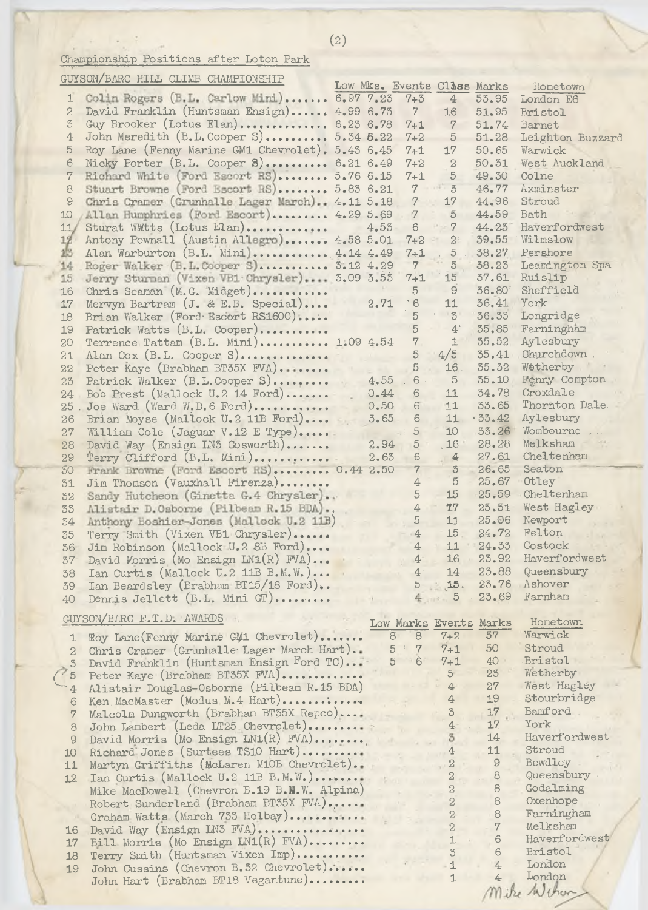Championship Positions after Loton Park

## GUYSON/BARC HILL CLIMB CHAMPIONSHIP

| | | Low Mks. | | Events | Class | Marks | Hometown |
|---|---|---|---|---|---|---|---|
| 1 | Colin Rogers (B.L. Carlow Mini)....... | 6.97 | 7.23 | 7+3 | 4 | 53.95 | London E6 |
| 2 | David Franklin (Huntsman Ensign)...... | 4.99 | 6.73 | 7 | 16 | 51.95 | Bristol |
| 3 | Guy Brooker (Lotus Elan)............. | 6.23 | 6.78 | 7+1 | 7 | 51.74 | Barnet |
| 4 | John Meredith (B.L.Cooper S)......... | 5.34 | 6.22 | 7+2 | 5 | 51.28 | Leighton Buzzard |
| 5 | Roy Lane (Fenny Marine GM1 Chevrolet). | 5.43 | 6.45 | 7+1 | 17 | 50.65 | Warwick |
| 6 | Nicky Porter (B.L. Cooper S).......... | 6.21 | 6.49 | 7+2 | 2 | 50.31 | West Auckland |
| 7 | Richard White (Ford Escort RS)........ | 5.76 | 6.15 | 7+1 | 5 | 49.30 | Colne |
| 8 | Stuart Browne (Ford Escort RS)........ | 5.83 | 6.21 | 7 | 3 | 46.77 | Axminster |
| 9 | Chris Cramer (Grunhalle Lager March).. | 4.11 | 5.18 | 7 | 17 | 44.96 | Stroud |
| 10 | Allan Humphries (Ford Escort)......... | 4.29 | 5.69 | 7 | 5 | 44.59 | Bath |
| 11 | Sturat Wstts (Lotus Elan)............ | | 4.53 | 6 | 7 | 44.23 | Haverfordwest |
| 12 | Antony Pownall (Austin Allegro)....... | 4.58 | 5.01 | 7+2 | 2 | 39.55 | Wilmslow |
| 13 | Alan Warburton (B.L. Mini)........... | 4.14 | 4.49 | 7+1 | 5 | 38.27 | Pershore |
| 14 | Roger Walker (B.L.Cooper S)........... | 3.12 | 4.29 | 7 | 5 | 38.23 | Leamington Spa |
| 15 | Jerry Sturman (Vixen VB1 Chrysler).... | 3.09 | 3.53 | 7+1 | 15 | 37.61 | Ruislip |
| 16 | Chris Seaman (M.G. Midget)............ | | | 5 | 9 | 36.80 | Sheffield |
| 17 | Mervyn Bartram (J. & E.B. Special).... | | 2.71 | 6 | 11 | 36.41 | York |
| 18 | Brian Walker (Ford Escort RS1600)..... | | | 5 | 3 | 36.33 | Longridge |
| 19 | Patrick Watts (B.L. Cooper)........... | | | 5 | 4 | 35.85 | Farningham |
| 20 | Terrence Tattam (B.L. Mini).......... | 1.09 | 4.54 | 7 | 1 | 35.52 | Aylesbury |
| 21 | Alan Cox (B.L. Cooper S).............. | | | 5 | 4/5 | 35.41 | Churchdown |
| 22 | Peter Kaye (Brabham BT35X FVA)........ | | | 5 | 16 | 35.32 | Wetherby |
| 23 | Patrick Walker (B.L.Cooper S)......... | | 4.55 | 6 | 5 | 35.10 | Fenny Compton |
| 24 | Bob Prest (Mallock U.2 14 Ford)....... | | 0.44 | 6 | 11 | 34.78 | Croxdale |
| 25 | Joe Ward (Ward W.D.6 Ford)............ | | 0.50 | 6 | 11 | 33.65 | Thornton Dale |
| 26 | Brian Moyse (Mallock U.2 11B Ford).... | | 3.65 | 6 | 11 | 33.42 | Aylesbury |
| 27 | William Cole (Jaguar V.12 E Type)..... | | | 5 | 10 | 33.26 | Wombourne |
| 28 | David Way (Ensign LN3 Cosworth)....... | | 2.94 | 5 | 16 | 28.28 | Melksham |
| 29 | Terry Clifford (B.L. Mini)............ | | 2.63 | 6 | 4 | 27.61 | Cheltenham |
| 30 | Frank Browne (Ford Escort RS)......... | 0.44 | 2.50 | 7 | 3 | 26.65 | Seaton |
| 31 | Jim Thomson (Vauxhall Firenza)........ | | | 4 | 5 | 25.67 | Otley |
| 32 | Sandy Hutcheon (Ginetta G.4 Chrysler). | | | 5 | 15 | 25.59 | Cheltenham |
| 33 | Alistair D.Osborne (Pilbeam R.15 BDA). | | | 4 | 17 | 25.51 | West Hagley |
| 34 | Anthony Boshier-Jones (Mallock U.2 11B) | | | 5 | 11 | 25.06 | Newport |
| 35 | Terry Smith (Vixen VB1 Chrysler)...... | | | 4 | 15 | 24.72 | Felton |
| 36 | Jim Robinson (Mallock U.2 8B Ford).... | | | 4 | 11 | 24.33 | Costock |
| 37 | David Morris (Mo Ensign LN1(R) FVA)... | | | 4 | 16 | 23.92 | Haverfordwest |
| 38 | Ian Curtis (Mallock U.2 11B B.M.W.)... | | | 4 | 14 | 23.88 | Queensbury |
| 39 | Ian Beardsley (Brabham BT15/18 Ford).. | | | 5 | 15 | 23.76 | Ashover |
| 40 | Dennis Jellett (B.L. Mini GT)......... | | | 4 | 5 | 23.69 | Farnham |

## GUYSON/BARC F.T.D. AWARDS

| | | Low Marks | | Events | Marks | Hometown |
|---|---|---|---|---|---|---|
| 1 | Roy Lane(Fenny Marine GM1 Chevrolet)....... | 8 | 8 | 7+2 | 57 | Warwick |
| 2 | Chris Cramer (Grunhalle Lager March Hart).. | 5 | 7 | 7+1 | 50 | Stroud |
| 3 | David Franklin (Huntsman Ensign Ford TC)... | 5 | 6 | 7+1 | 40 | Bristol |
| 5 | Peter Kaye (Brabham BT35X FVA)............ | | | 5 | 23 | Wetherby |
| 4 | Alistair Douglas-Osborne (Pilbeam R.15 BDA) | | | 4 | 27 | West Hagley |
| 6 | Ken MacMaster (Modus M.4 Hart)............ | | | 4 | 19 | Stourbridge |
| 7 | Malcolm Dungworth (Brabham BT35X Repco).... | | | 3 | 17 | Bamford |
| 8 | John Lambert (Leda LT25 Chevrolet)......... | | | 4 | 17 | York |
| 9 | David Morris (Mo Ensign LN1(R) FVA)........ | | | 3 | 14 | Haverfordwest |
| 10 | Richard Jones (Surtees TS10 Hart).......... | | | 4 | 11 | Stroud |
| 11 | Martyn Griffiths (McLaren M10B Chevrolet).. | | | 2 | 9 | Bewdley |
| 12 | Ian Curtis (Mallock U.2 11B B.M.W.)........ | | | 2 | 8 | Queensbury |
| | Mike MacDowell (Chevron B.19 B.M.W. Alpina) | | | 2 | 8 | Godalming |
| | Robert Sunderland (Brabham BT35X FVA)...... | | | 2 | 8 | Oxenhope |
| | Graham Watts (March 733 Holbay)............ | | | 2 | 8 | Farningham |
| 16 | David Way (Ensign LN3 FVA)................. | | | 2 | 7 | Melksham |
| 17 | Bill Morris (Mo Ensign LN1(R) FVA)......... | | | 1 | 6 | Haverfordwest |
| 18 | Terry Smith (Huntsman Vixen Imp)........... | | | 3 | 6 | Bristol |
| 19 | John Cussins (Chevron B.32 Chevrolet)...... | | | 1 | 4 | London |
| | John Hart (Brabham BT18 Vegantune)......... | | | 1 | 4 | London |

Mike Wilson